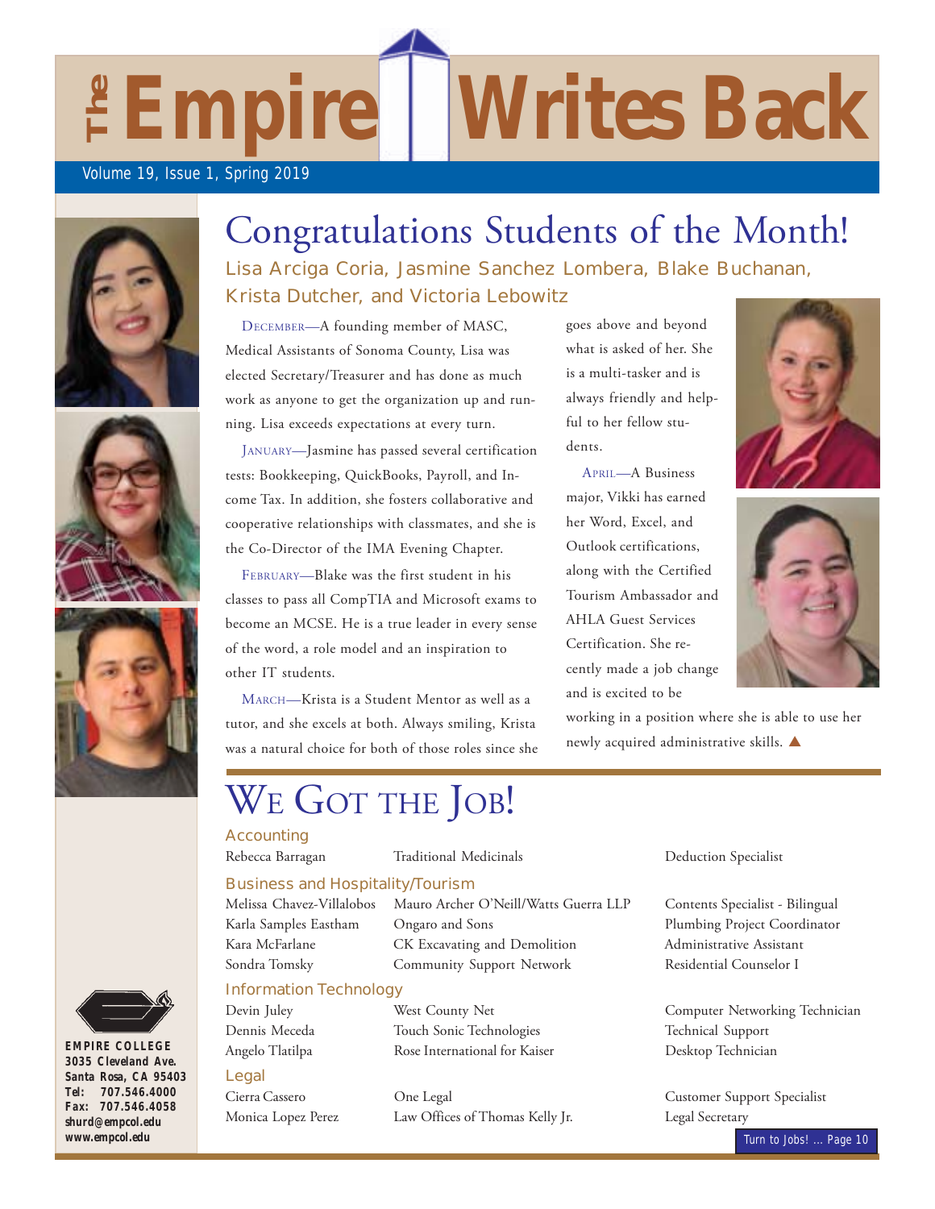# The Empire Writes Back

Volume 19, Issue 1, Spring 2019

## Congratulations Students of the Month!

### Lisa Arciga Coria, Jasmine Sanchez Lombera, Blake Buchanan, Krista Dutcher, and Victoria Lebowitz

DECEMBER—A founding member of MASC, Medical Assistants of Sonoma County, Lisa was elected Secretary/Treasurer and has done as much work as anyone to get the organization up and running. Lisa exceeds expectations at every turn.

JANUARY—Jasmine has passed several certification tests: Bookkeeping, QuickBooks, Payroll, and Income Tax. In addition, she fosters collaborative and cooperative relationships with classmates, and she is the Co-Director of the IMA Evening Chapter.

FEBRUARY—Blake was the first student in his classes to pass all CompTIA and Microsoft exams to become an MCSE. He is a true leader in every sense of the word, a role model and an inspiration to other IT students.

MARCH—Krista is a Student Mentor as well as a tutor, and she excels at both. Always smiling, Krista was a natural choice for both of those roles since she goes above and beyond what is asked of her. She is a multi-tasker and is always friendly and helpful to her fellow students.

APRIL—A Business major, Vikki has earned her Word, Excel, and Outlook certifications, along with the Certified Tourism Ambassador and AHLA Guest Services Certification. She recently made a job change and is excited to be working in a position where she is able to use her newly acquired administrative skills. ▲

## We Got the Job!

### Accounting

| Name | Employer | Position |
|---|---|---|
| Rebecca Barragan | Traditional Medicinals | Deduction Specialist |

### Business and Hospitality/Tourism

| Name | Employer | Position |
|---|---|---|
| Melissa Chavez-Villalobos | Mauro Archer O'Neill/Watts Guerra LLP | Contents Specialist - Bilingual |
| Karla Samples Eastham | Ongaro and Sons | Plumbing Project Coordinator |
| Kara McFarlane | CK Excavating and Demolition | Administrative Assistant |
| Sondra Tomsky | Community Support Network | Residential Counselor I |

### Information Technology

| Name | Employer | Position |
|---|---|---|
| Devin Juley | West County Net | Computer Networking Technician |
| Dennis Meceda | Touch Sonic Technologies | Technical Support |
| Angelo Tlatilpa | Rose International for Kaiser | Desktop Technician |

### Legal

| Name | Employer | Position |
|---|---|---|
| Cierra Cassero | One Legal | Customer Support Specialist |
| Monica Lopez Perez | Law Offices of Thomas Kelly Jr. | Legal Secretary |

Turn to Jobs! ... Page 10

**EMPIRE COLLEGE**
**3035 Cleveland Ave.**
**Santa Rosa, CA 95403**
**Tel: 707.546.4000**
**Fax: 707.546.4058**
**shurd@empcol.edu**
**www.empcol.edu**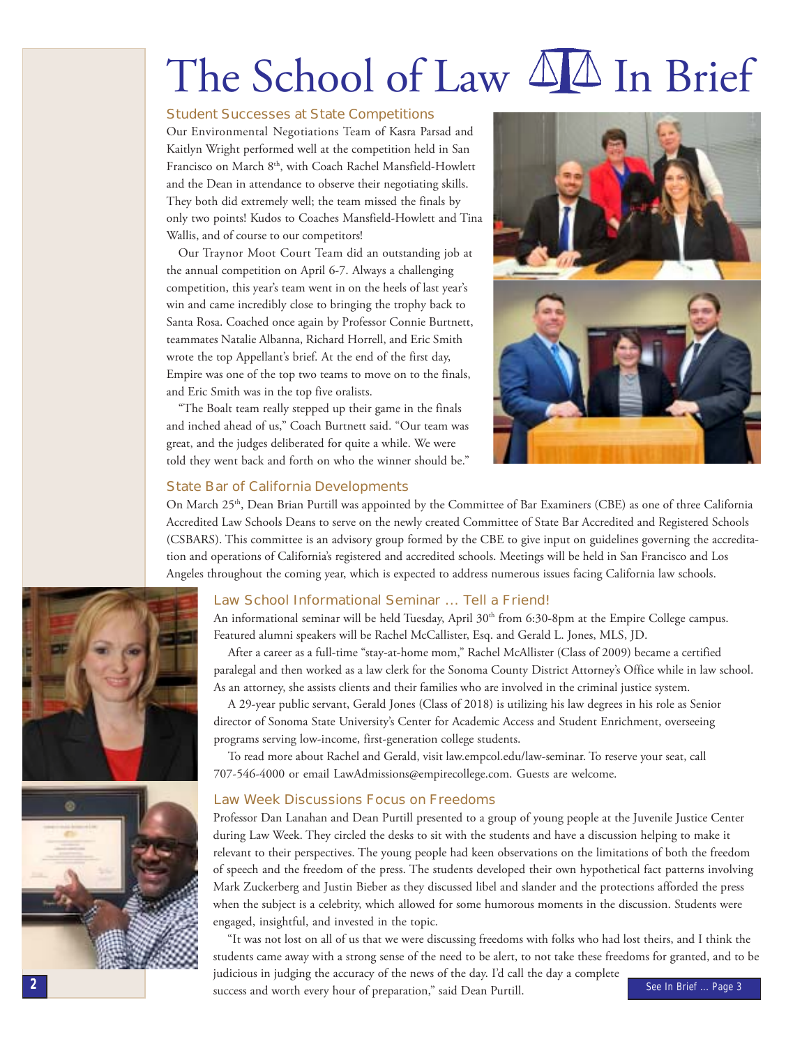# The School of Law In Brief

## Student Successes at State Competitions

Our Environmental Negotiations Team of Kasra Parsad and Kaitlyn Wright performed well at the competition held in San Francisco on March 8th, with Coach Rachel Mansfield-Howlett and the Dean in attendance to observe their negotiating skills. They both did extremely well; the team missed the finals by only two points! Kudos to Coaches Mansfield-Howlett and Tina Wallis, and of course to our competitors!

Our Traynor Moot Court Team did an outstanding job at the annual competition on April 6-7. Always a challenging competition, this year's team went in on the heels of last year's win and came incredibly close to bringing the trophy back to Santa Rosa. Coached once again by Professor Connie Burtnett, teammates Natalie Albanna, Richard Horrell, and Eric Smith wrote the top Appellant's brief. At the end of the first day, Empire was one of the top two teams to move on to the finals, and Eric Smith was in the top five oralists.

"The Boalt team really stepped up their game in the finals and inched ahead of us," Coach Burtnett said. "Our team was great, and the judges deliberated for quite a while. We were told they went back and forth on who the winner should be."

## State Bar of California Developments

On March 25th, Dean Brian Purtill was appointed by the Committee of Bar Examiners (CBE) as one of three California Accredited Law Schools Deans to serve on the newly created Committee of State Bar Accredited and Registered Schools (CSBARS). This committee is an advisory group formed by the CBE to give input on guidelines governing the accreditation and operations of California's registered and accredited schools. Meetings will be held in San Francisco and Los Angeles throughout the coming year, which is expected to address numerous issues facing California law schools.

## Law School Informational Seminar … Tell a Friend!

An informational seminar will be held Tuesday, April 30th from 6:30-8pm at the Empire College campus. Featured alumni speakers will be Rachel McCallister, Esq. and Gerald L. Jones, MLS, JD.

After a career as a full-time "stay-at-home mom," Rachel McAllister (Class of 2009) became a certified paralegal and then worked as a law clerk for the Sonoma County District Attorney's Office while in law school. As an attorney, she assists clients and their families who are involved in the criminal justice system.

A 29-year public servant, Gerald Jones (Class of 2018) is utilizing his law degrees in his role as Senior director of Sonoma State University's Center for Academic Access and Student Enrichment, overseeing programs serving low-income, first-generation college students.

To read more about Rachel and Gerald, visit law.empcol.edu/law-seminar. To reserve your seat, call 707-546-4000 or email LawAdmissions@empirecollege.com. Guests are welcome.

## Law Week Discussions Focus on Freedoms

Professor Dan Lanahan and Dean Purtill presented to a group of young people at the Juvenile Justice Center during Law Week. They circled the desks to sit with the students and have a discussion helping to make it relevant to their perspectives. The young people had keen observations on the limitations of both the freedom of speech and the freedom of the press. The students developed their own hypothetical fact patterns involving Mark Zuckerberg and Justin Bieber as they discussed libel and slander and the protections afforded the press when the subject is a celebrity, which allowed for some humorous moments in the discussion. Students were engaged, insightful, and invested in the topic.

"It was not lost on all of us that we were discussing freedoms with folks who had lost theirs, and I think the students came away with a strong sense of the need to be alert, to not take these freedoms for granted, and to be judicious in judging the accuracy of the news of the day. I'd call the day a complete success and worth every hour of preparation," said Dean Purtill.

See In Brief … Page 3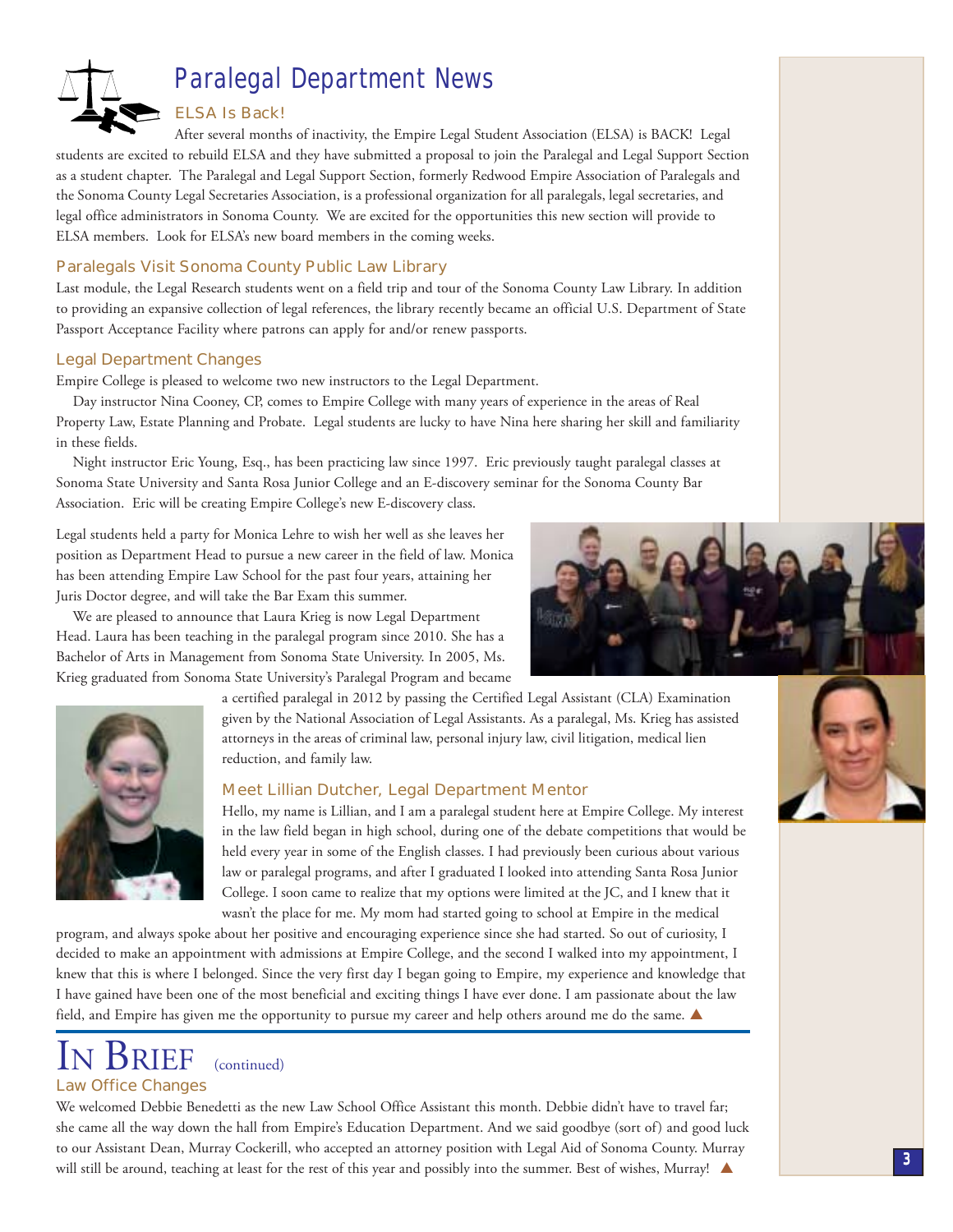# Paralegal Department News

## ELSA Is Back!

After several months of inactivity, the Empire Legal Student Association (ELSA) is BACK! Legal students are excited to rebuild ELSA and they have submitted a proposal to join the Paralegal and Legal Support Section as a student chapter. The Paralegal and Legal Support Section, formerly Redwood Empire Association of Paralegals and the Sonoma County Legal Secretaries Association, is a professional organization for all paralegals, legal secretaries, and legal office administrators in Sonoma County. We are excited for the opportunities this new section will provide to ELSA members. Look for ELSA's new board members in the coming weeks.

## Paralegals Visit Sonoma County Public Law Library

Last module, the Legal Research students went on a field trip and tour of the Sonoma County Law Library. In addition to providing an expansive collection of legal references, the library recently became an official U.S. Department of State Passport Acceptance Facility where patrons can apply for and/or renew passports.

## Legal Department Changes

Empire College is pleased to welcome two new instructors to the Legal Department.

Day instructor Nina Cooney, CP, comes to Empire College with many years of experience in the areas of Real Property Law, Estate Planning and Probate. Legal students are lucky to have Nina here sharing her skill and familiarity in these fields.

Night instructor Eric Young, Esq., has been practicing law since 1997. Eric previously taught paralegal classes at Sonoma State University and Santa Rosa Junior College and an E-discovery seminar for the Sonoma County Bar Association. Eric will be creating Empire College's new E-discovery class.

Legal students held a party for Monica Lehre to wish her well as she leaves her position as Department Head to pursue a new career in the field of law. Monica has been attending Empire Law School for the past four years, attaining her Juris Doctor degree, and will take the Bar Exam this summer.

We are pleased to announce that Laura Krieg is now Legal Department Head. Laura has been teaching in the paralegal program since 2010. She has a Bachelor of Arts in Management from Sonoma State University. In 2005, Ms. Krieg graduated from Sonoma State University's Paralegal Program and became a certified paralegal in 2012 by passing the Certified Legal Assistant (CLA) Examination given by the National Association of Legal Assistants. As a paralegal, Ms. Krieg has assisted attorneys in the areas of criminal law, personal injury law, civil litigation, medical lien reduction, and family law.

## Meet Lillian Dutcher, Legal Department Mentor

Hello, my name is Lillian, and I am a paralegal student here at Empire College. My interest in the law field began in high school, during one of the debate competitions that would be held every year in some of the English classes. I had previously been curious about various law or paralegal programs, and after I graduated I looked into attending Santa Rosa Junior College. I soon came to realize that my options were limited at the JC, and I knew that it wasn't the place for me. My mom had started going to school at Empire in the medical program, and always spoke about her positive and encouraging experience since she had started. So out of curiosity, I decided to make an appointment with admissions at Empire College, and the second I walked into my appointment, I knew that this is where I belonged. Since the very first day I began going to Empire, my experience and knowledge that I have gained have been one of the most beneficial and exciting things I have ever done. I am passionate about the law field, and Empire has given me the opportunity to pursue my career and help others around me do the same. ▲

# In Brief (continued)

## Law Office Changes

We welcomed Debbie Benedetti as the new Law School Office Assistant this month. Debbie didn't have to travel far; she came all the way down the hall from Empire's Education Department. And we said goodbye (sort of) and good luck to our Assistant Dean, Murray Cockerill, who accepted an attorney position with Legal Aid of Sonoma County. Murray will still be around, teaching at least for the rest of this year and possibly into the summer. Best of wishes, Murray! ▲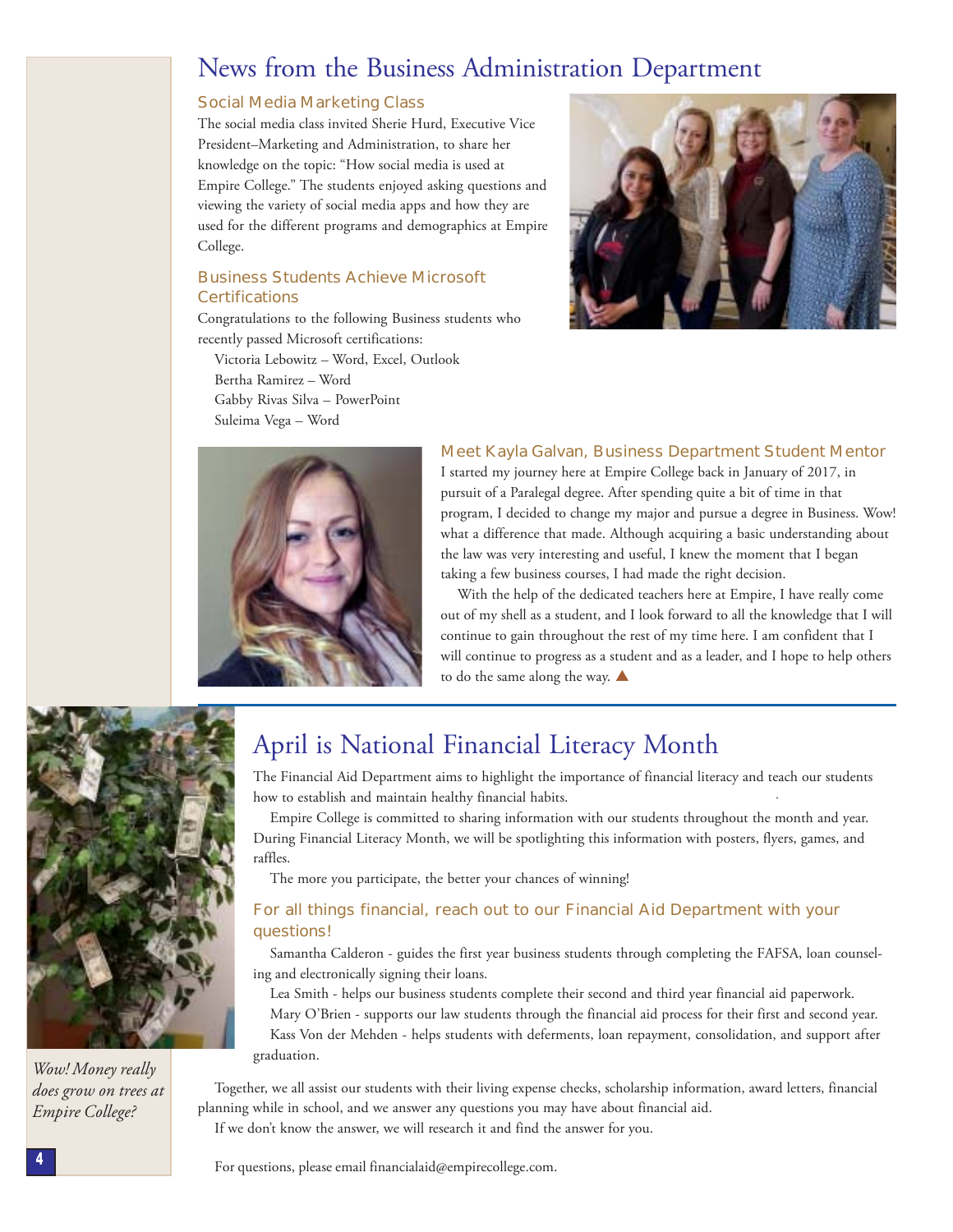# News from the Business Administration Department

## Social Media Marketing Class

The social media class invited Sherie Hurd, Executive Vice President–Marketing and Administration, to share her knowledge on the topic: "How social media is used at Empire College." The students enjoyed asking questions and viewing the variety of social media apps and how they are used for the different programs and demographics at Empire College.

## Business Students Achieve Microsoft Certifications

Congratulations to the following Business students who recently passed Microsoft certifications:

Victoria Lebowitz – Word, Excel, Outlook
Bertha Ramirez – Word
Gabby Rivas Silva – PowerPoint
Suleima Vega – Word

## Meet Kayla Galvan, Business Department Student Mentor

I started my journey here at Empire College back in January of 2017, in pursuit of a Paralegal degree. After spending quite a bit of time in that program, I decided to change my major and pursue a degree in Business. Wow! what a difference that made. Although acquiring a basic understanding about the law was very interesting and useful, I knew the moment that I began taking a few business courses, I had made the right decision.

With the help of the dedicated teachers here at Empire, I have really come out of my shell as a student, and I look forward to all the knowledge that I will continue to gain throughout the rest of my time here. I am confident that I will continue to progress as a student and as a leader, and I hope to help others to do the same along the way. ▲

# April is National Financial Literacy Month

The Financial Aid Department aims to highlight the importance of financial literacy and teach our students how to establish and maintain healthy financial habits.

Empire College is committed to sharing information with our students throughout the month and year. During Financial Literacy Month, we will be spotlighting this information with posters, flyers, games, and raffles.

The more you participate, the better your chances of winning!

## For all things financial, reach out to our Financial Aid Department with your questions!

Samantha Calderon - guides the first year business students through completing the FAFSA, loan counseling and electronically signing their loans.

Lea Smith - helps our business students complete their second and third year financial aid paperwork.

Mary O'Brien - supports our law students through the financial aid process for their first and second year.

Kass Von der Mehden - helps students with deferments, loan repayment, consolidation, and support after graduation.

*Wow! Money really does grow on trees at Empire College?*

Together, we all assist our students with their living expense checks, scholarship information, award letters, financial planning while in school, and we answer any questions you may have about financial aid.

If we don't know the answer, we will research it and find the answer for you.

For questions, please email financialaid@empirecollege.com.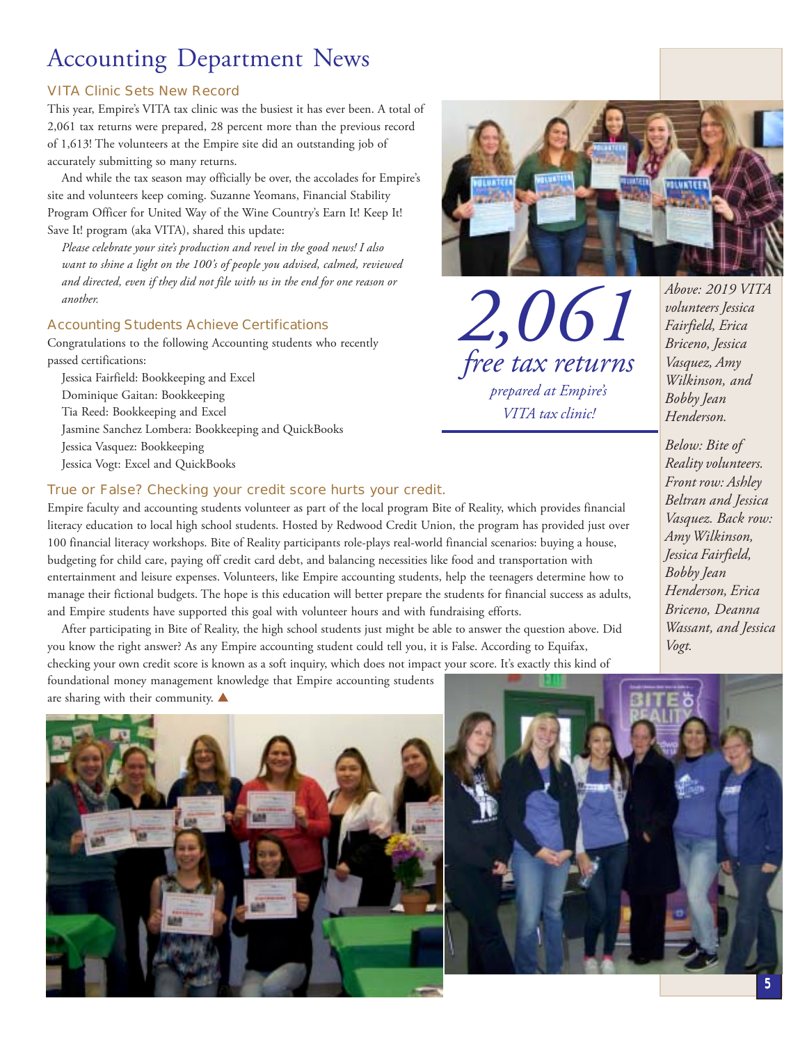# Accounting Department News

## VITA Clinic Sets New Record

This year, Empire's VITA tax clinic was the busiest it has ever been. A total of 2,061 tax returns were prepared, 28 percent more than the previous record of 1,613! The volunteers at the Empire site did an outstanding job of accurately submitting so many returns.

And while the tax season may officially be over, the accolades for Empire's site and volunteers keep coming. Suzanne Yeomans, Financial Stability Program Officer for United Way of the Wine Country's Earn It! Keep It! Save It! program (aka VITA), shared this update:

> *Please celebrate your site's production and revel in the good news! I also want to shine a light on the 100's of people you advised, calmed, reviewed and directed, even if they did not file with us in the end for one reason or another.*

*2,061 free tax returns prepared at Empire's VITA tax clinic!*

*Above: 2019 VITA volunteers Jessica Fairfield, Erica Briceno, Jessica Vasquez, Amy Wilkinson, and Bobby Jean Henderson.*

## Accounting Students Achieve Certifications

Congratulations to the following Accounting students who recently passed certifications:

- Jessica Fairfield: Bookkeeping and Excel
- Dominique Gaitan: Bookkeeping
- Tia Reed: Bookkeeping and Excel
- Jasmine Sanchez Lombera: Bookkeeping and QuickBooks
- Jessica Vasquez: Bookkeeping
- Jessica Vogt: Excel and QuickBooks

## True or False? Checking your credit score hurts your credit.

Empire faculty and accounting students volunteer as part of the local program Bite of Reality, which provides financial literacy education to local high school students. Hosted by Redwood Credit Union, the program has provided just over 100 financial literacy workshops. Bite of Reality participants role-plays real-world financial scenarios: buying a house, budgeting for child care, paying off credit card debt, and balancing necessities like food and transportation with entertainment and leisure expenses. Volunteers, like Empire accounting students, help the teenagers determine how to manage their fictional budgets. The hope is this education will better prepare the students for financial success as adults, and Empire students have supported this goal with volunteer hours and with fundraising efforts.

After participating in Bite of Reality, the high school students just might be able to answer the question above. Did you know the right answer? As any Empire accounting student could tell you, it is False. According to Equifax, checking your own credit score is known as a soft inquiry, which does not impact your score. It's exactly this kind of foundational money management knowledge that Empire accounting students are sharing with their community. ▲

*Below: Bite of Reality volunteers. Front row: Ashley Beltran and Jessica Vasquez. Back row: Amy Wilkinson, Jessica Fairfield, Bobby Jean Henderson, Erica Briceno, Deanna Wassant, and Jessica Vogt.*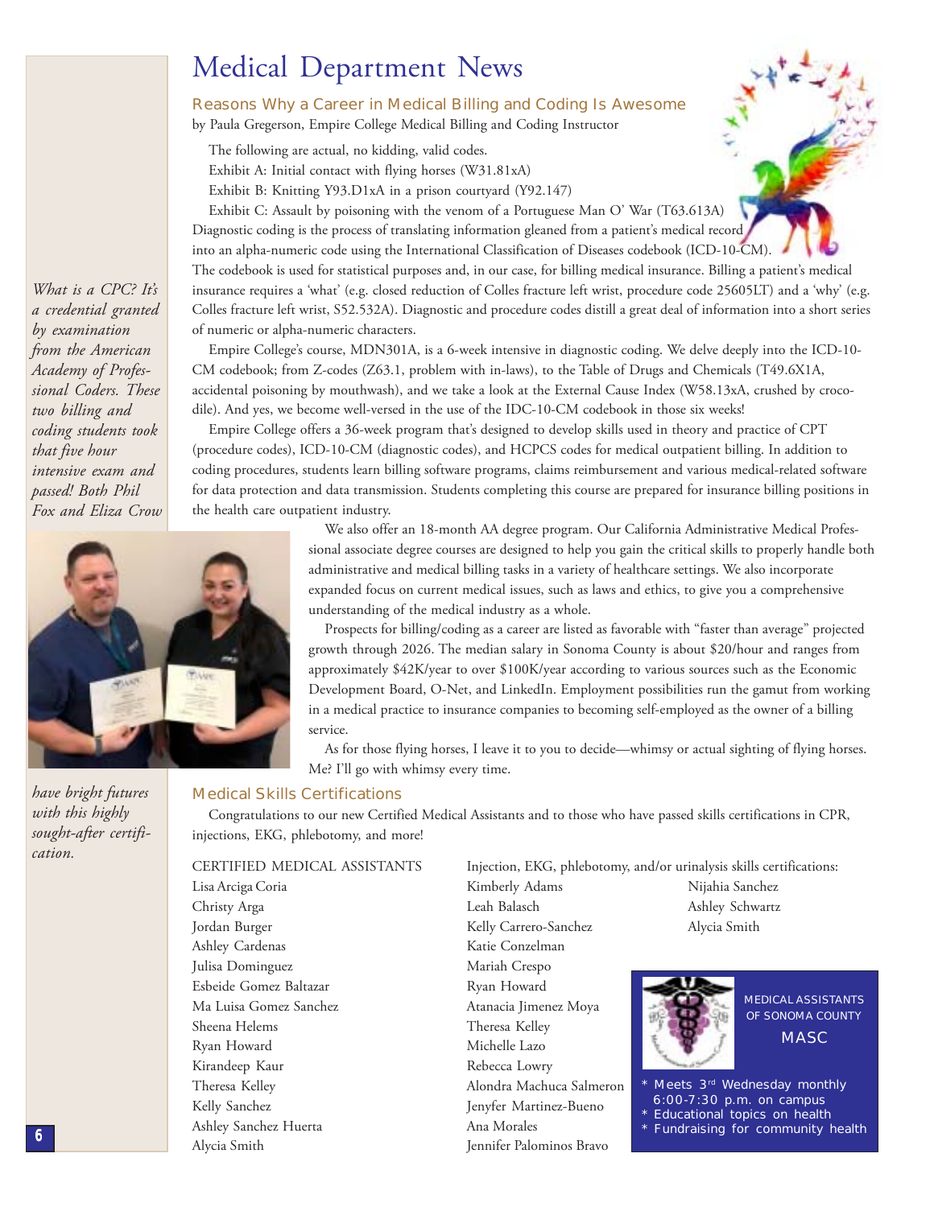# Medical Department News

## Reasons Why a Career in Medical Billing and Coding Is Awesome

by Paula Gregerson, Empire College Medical Billing and Coding Instructor

The following are actual, no kidding, valid codes.

Exhibit A: Initial contact with flying horses (W31.81xA)

Exhibit B: Knitting Y93.D1xA in a prison courtyard (Y92.147)

Exhibit C: Assault by poisoning with the venom of a Portuguese Man O' War (T63.613A)

Diagnostic coding is the process of translating information gleaned from a patient's medical record into an alpha-numeric code using the International Classification of Diseases codebook (ICD-10-CM). The codebook is used for statistical purposes and, in our case, for billing medical insurance. Billing a patient's medical insurance requires a 'what' (e.g. closed reduction of Colles fracture left wrist, procedure code 25605LT) and a 'why' (e.g. Colles fracture left wrist, S52.532A). Diagnostic and procedure codes distill a great deal of information into a short series of numeric or alpha-numeric characters.

Empire College's course, MDN301A, is a 6-week intensive in diagnostic coding. We delve deeply into the ICD-10-CM codebook; from Z-codes (Z63.1, problem with in-laws), to the Table of Drugs and Chemicals (T49.6X1A, accidental poisoning by mouthwash), and we take a look at the External Cause Index (W58.13xA, crushed by crocodile). And yes, we become well-versed in the use of the IDC-10-CM codebook in those six weeks!

Empire College offers a 36-week program that's designed to develop skills used in theory and practice of CPT (procedure codes), ICD-10-CM (diagnostic codes), and HCPCS codes for medical outpatient billing. In addition to coding procedures, students learn billing software programs, claims reimbursement and various medical-related software for data protection and data transmission. Students completing this course are prepared for insurance billing positions in the health care outpatient industry.

We also offer an 18-month AA degree program. Our California Administrative Medical Professional associate degree courses are designed to help you gain the critical skills to properly handle both administrative and medical billing tasks in a variety of healthcare settings. We also incorporate expanded focus on current medical issues, such as laws and ethics, to give you a comprehensive understanding of the medical industry as a whole.

Prospects for billing/coding as a career are listed as favorable with "faster than average" projected growth through 2026. The median salary in Sonoma County is about $20/hour and ranges from approximately $42K/year to over $100K/year according to various sources such as the Economic Development Board, O-Net, and LinkedIn. Employment possibilities run the gamut from working in a medical practice to insurance companies to becoming self-employed as the owner of a billing service.

As for those flying horses, I leave it to you to decide—whimsy or actual sighting of flying horses. Me? I'll go with whimsy every time.

*What is a CPC? It's a credential granted by examination from the American Academy of Professional Coders. These two billing and coding students took that five hour intensive exam and passed! Both Phil Fox and Eliza Crow have bright futures with this highly sought-after certification.*

## Medical Skills Certifications

Congratulations to our new Certified Medical Assistants and to those who have passed skills certifications in CPR, injections, EKG, phlebotomy, and more!

CERTIFIED MEDICAL ASSISTANTS

Lisa Arciga Coria
Christy Arga
Jordan Burger
Ashley Cardenas
Julisa Dominguez
Esbeide Gomez Baltazar
Ma Luisa Gomez Sanchez
Sheena Helems
Ryan Howard
Kirandeep Kaur
Theresa Kelley
Kelly Sanchez
Ashley Sanchez Huerta
Alycia Smith

Injection, EKG, phlebotomy, and/or urinalysis skills certifications:

Kimberly Adams
Leah Balasch
Kelly Carrero-Sanchez
Katie Conzelman
Mariah Crespo
Ryan Howard
Atanacia Jimenez Moya
Theresa Kelley
Michelle Lazo
Rebecca Lowry
Alondra Machuca Salmeron
Jenyfer Martinez-Bueno
Ana Morales
Jennifer Palominos Bravo
Nijahia Sanchez
Ashley Schwartz
Alycia Smith

MEDICAL ASSISTANTS OF SONOMA COUNTY

MASC

* Meets 3rd Wednesday monthly 6:00-7:30 p.m. on campus
* Educational topics on health
* Fundraising for community health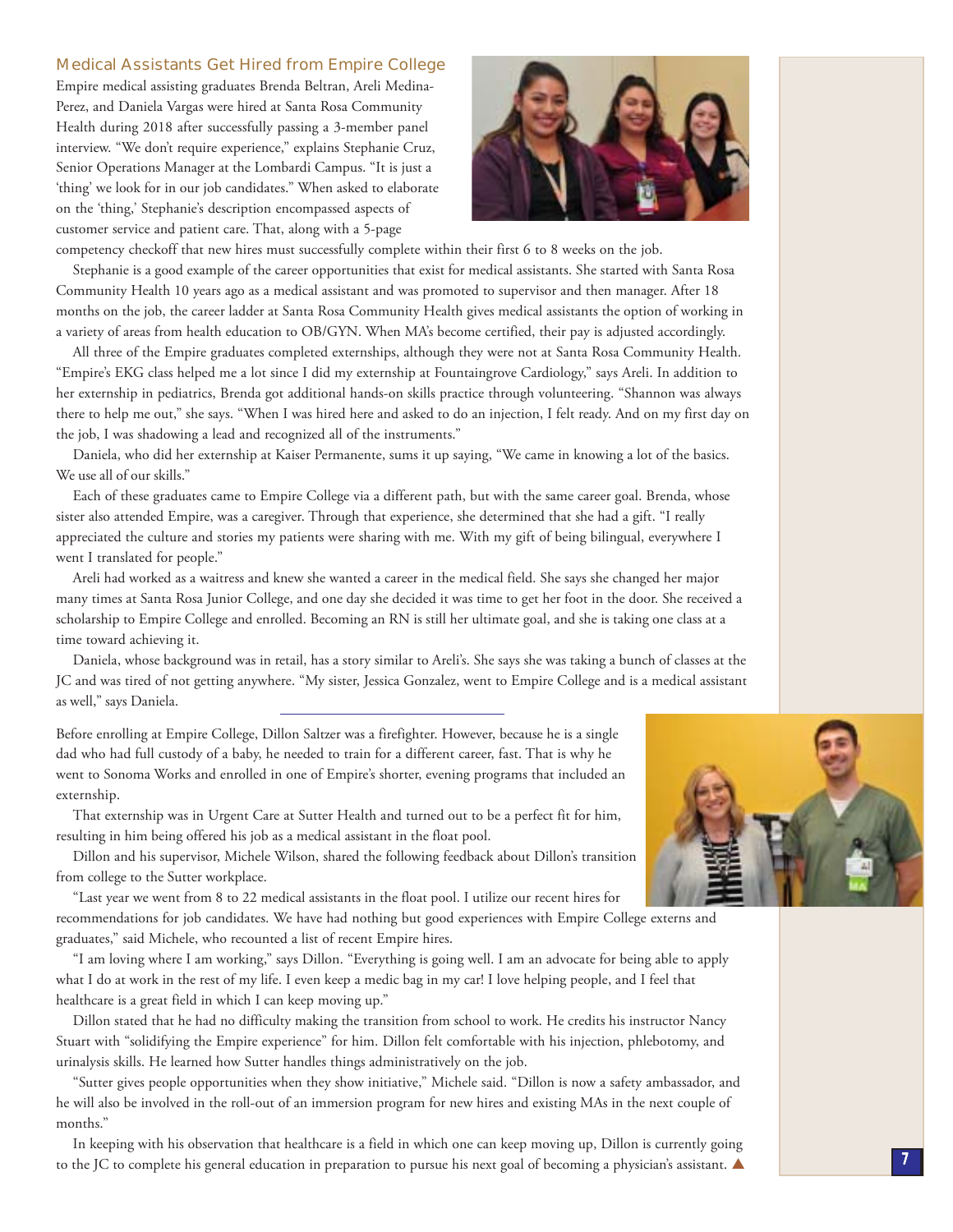## Medical Assistants Get Hired from Empire College

Empire medical assisting graduates Brenda Beltran, Areli Medina-Perez, and Daniela Vargas were hired at Santa Rosa Community Health during 2018 after successfully passing a 3-member panel interview. "We don't require experience," explains Stephanie Cruz, Senior Operations Manager at the Lombardi Campus. "It is just a 'thing' we look for in our job candidates." When asked to elaborate on the 'thing,' Stephanie's description encompassed aspects of customer service and patient care. That, along with a 5-page competency checkoff that new hires must successfully complete within their first 6 to 8 weeks on the job.

Stephanie is a good example of the career opportunities that exist for medical assistants. She started with Santa Rosa Community Health 10 years ago as a medical assistant and was promoted to supervisor and then manager. After 18 months on the job, the career ladder at Santa Rosa Community Health gives medical assistants the option of working in a variety of areas from health education to OB/GYN. When MA's become certified, their pay is adjusted accordingly.

All three of the Empire graduates completed externships, although they were not at Santa Rosa Community Health. "Empire's EKG class helped me a lot since I did my externship at Fountaingrove Cardiology," says Areli. In addition to her externship in pediatrics, Brenda got additional hands-on skills practice through volunteering. "Shannon was always there to help me out," she says. "When I was hired here and asked to do an injection, I felt ready. And on my first day on the job, I was shadowing a lead and recognized all of the instruments."

Daniela, who did her externship at Kaiser Permanente, sums it up saying, "We came in knowing a lot of the basics. We use all of our skills."

Each of these graduates came to Empire College via a different path, but with the same career goal. Brenda, whose sister also attended Empire, was a caregiver. Through that experience, she determined that she had a gift. "I really appreciated the culture and stories my patients were sharing with me. With my gift of being bilingual, everywhere I went I translated for people."

Areli had worked as a waitress and knew she wanted a career in the medical field. She says she changed her major many times at Santa Rosa Junior College, and one day she decided it was time to get her foot in the door. She received a scholarship to Empire College and enrolled. Becoming an RN is still her ultimate goal, and she is taking one class at a time toward achieving it.

Daniela, whose background was in retail, has a story similar to Areli's. She says she was taking a bunch of classes at the JC and was tired of not getting anywhere. "My sister, Jessica Gonzalez, went to Empire College and is a medical assistant as well," says Daniela.

---

Before enrolling at Empire College, Dillon Saltzer was a firefighter. However, because he is a single dad who had full custody of a baby, he needed to train for a different career, fast. That is why he went to Sonoma Works and enrolled in one of Empire's shorter, evening programs that included an externship.

That externship was in Urgent Care at Sutter Health and turned out to be a perfect fit for him, resulting in him being offered his job as a medical assistant in the float pool.

Dillon and his supervisor, Michele Wilson, shared the following feedback about Dillon's transition from college to the Sutter workplace.

"Last year we went from 8 to 22 medical assistants in the float pool. I utilize our recent hires for recommendations for job candidates. We have had nothing but good experiences with Empire College externs and graduates," said Michele, who recounted a list of recent Empire hires.

"I am loving where I am working," says Dillon. "Everything is going well. I am an advocate for being able to apply what I do at work in the rest of my life. I even keep a medic bag in my car! I love helping people, and I feel that healthcare is a great field in which I can keep moving up."

Dillon stated that he had no difficulty making the transition from school to work. He credits his instructor Nancy Stuart with "solidifying the Empire experience" for him. Dillon felt comfortable with his injection, phlebotomy, and urinalysis skills. He learned how Sutter handles things administratively on the job.

"Sutter gives people opportunities when they show initiative," Michele said. "Dillon is now a safety ambassador, and he will also be involved in the roll-out of an immersion program for new hires and existing MAs in the next couple of months."

In keeping with his observation that healthcare is a field in which one can keep moving up, Dillon is currently going to the JC to complete his general education in preparation to pursue his next goal of becoming a physician's assistant. ▲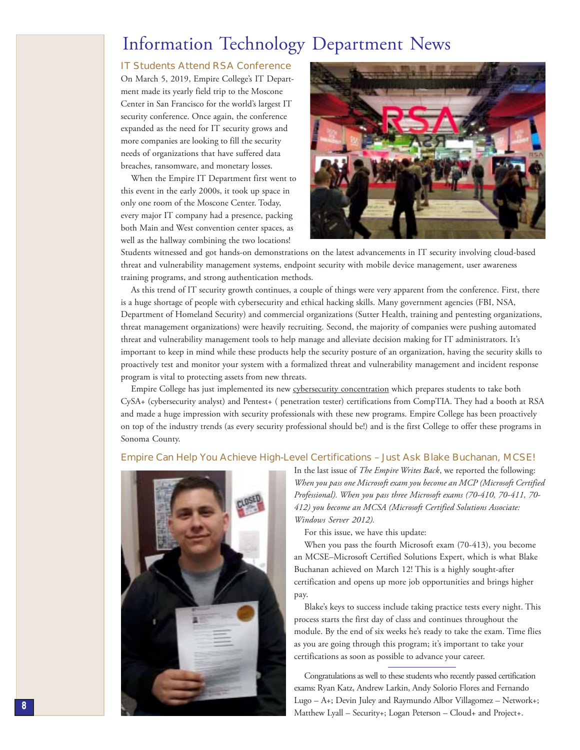# Information Technology Department News

## IT Students Attend RSA Conference

On March 5, 2019, Empire College's IT Department made its yearly field trip to the Moscone Center in San Francisco for the world's largest IT security conference. Once again, the conference expanded as the need for IT security grows and more companies are looking to fill the security needs of organizations that have suffered data breaches, ransomware, and monetary losses.

When the Empire IT Department first went to this event in the early 2000s, it took up space in only one room of the Moscone Center. Today, every major IT company had a presence, packing both Main and West convention center spaces, as well as the hallway combining the two locations! Students witnessed and got hands-on demonstrations on the latest advancements in IT security involving cloud-based threat and vulnerability management systems, endpoint security with mobile device management, user awareness training programs, and strong authentication methods.

As this trend of IT security growth continues, a couple of things were very apparent from the conference. First, there is a huge shortage of people with cybersecurity and ethical hacking skills. Many government agencies (FBI, NSA, Department of Homeland Security) and commercial organizations (Sutter Health, training and pentesting organizations, threat management organizations) were heavily recruiting. Second, the majority of companies were pushing automated threat and vulnerability management tools to help manage and alleviate decision making for IT administrators. It's important to keep in mind while these products help the security posture of an organization, having the security skills to proactively test and monitor your system with a formalized threat and vulnerability management and incident response program is vital to protecting assets from new threats.

Empire College has just implemented its new cybersecurity concentration which prepares students to take both CySA+ (cybersecurity analyst) and Pentest+ ( penetration tester) certifications from CompTIA. They had a booth at RSA and made a huge impression with security professionals with these new programs. Empire College has been proactively on top of the industry trends (as every security professional should be!) and is the first College to offer these programs in Sonoma County.

## Empire Can Help You Achieve High-Level Certifications – Just Ask Blake Buchanan, MCSE!

In the last issue of *The Empire Writes Back*, we reported the following: *When you pass one Microsoft exam you become an MCP (Microsoft Certified Professional). When you pass three Microsoft exams (70-410, 70-411, 70-412) you become an MCSA (Microsoft Certified Solutions Associate: Windows Server 2012).*

For this issue, we have this update:

When you pass the fourth Microsoft exam (70-413), you become an MCSE–Microsoft Certified Solutions Expert, which is what Blake Buchanan achieved on March 12! This is a highly sought-after certification and opens up more job opportunities and brings higher pay.

Blake's keys to success include taking practice tests every night. This process starts the first day of class and continues throughout the module. By the end of six weeks he's ready to take the exam. Time flies as you are going through this program; it's important to take your certifications as soon as possible to advance your career.

---

Congratulations as well to these students who recently passed certification exams: Ryan Katz, Andrew Larkin, Andy Solorio Flores and Fernando Lugo – A+; Devin Juley and Raymundo Albor Villagomez – Network+; Matthew Lyall – Security+; Logan Peterson – Cloud+ and Project+.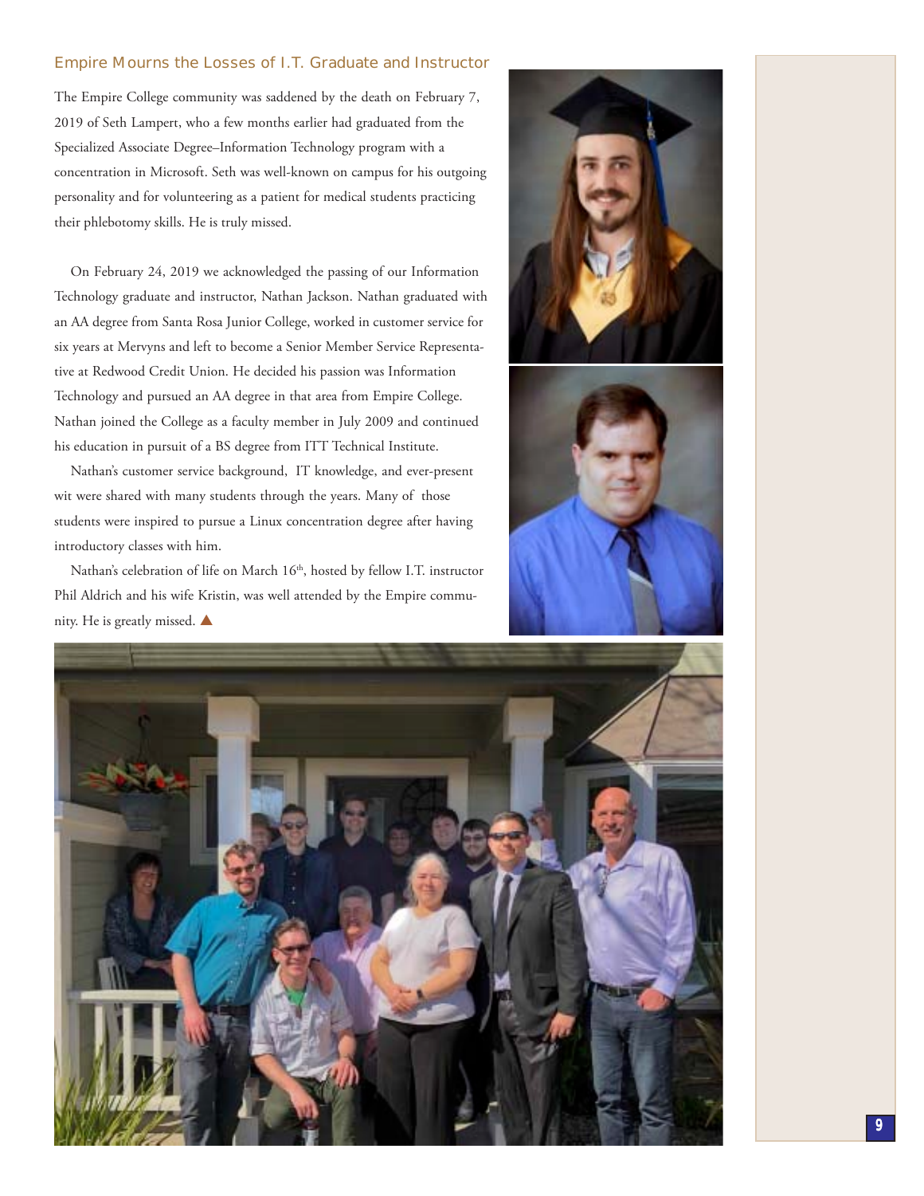## Empire Mourns the Losses of I.T. Graduate and Instructor

The Empire College community was saddened by the death on February 7, 2019 of Seth Lampert, who a few months earlier had graduated from the Specialized Associate Degree–Information Technology program with a concentration in Microsoft. Seth was well-known on campus for his outgoing personality and for volunteering as a patient for medical students practicing their phlebotomy skills. He is truly missed.

On February 24, 2019 we acknowledged the passing of our Information Technology graduate and instructor, Nathan Jackson. Nathan graduated with an AA degree from Santa Rosa Junior College, worked in customer service for six years at Mervyns and left to become a Senior Member Service Representative at Redwood Credit Union. He decided his passion was Information Technology and pursued an AA degree in that area from Empire College. Nathan joined the College as a faculty member in July 2009 and continued his education in pursuit of a BS degree from ITT Technical Institute.

Nathan's customer service background, IT knowledge, and ever-present wit were shared with many students through the years. Many of those students were inspired to pursue a Linux concentration degree after having introductory classes with him.

Nathan's celebration of life on March 16th, hosted by fellow I.T. instructor Phil Aldrich and his wife Kristin, was well attended by the Empire community. He is greatly missed. ▲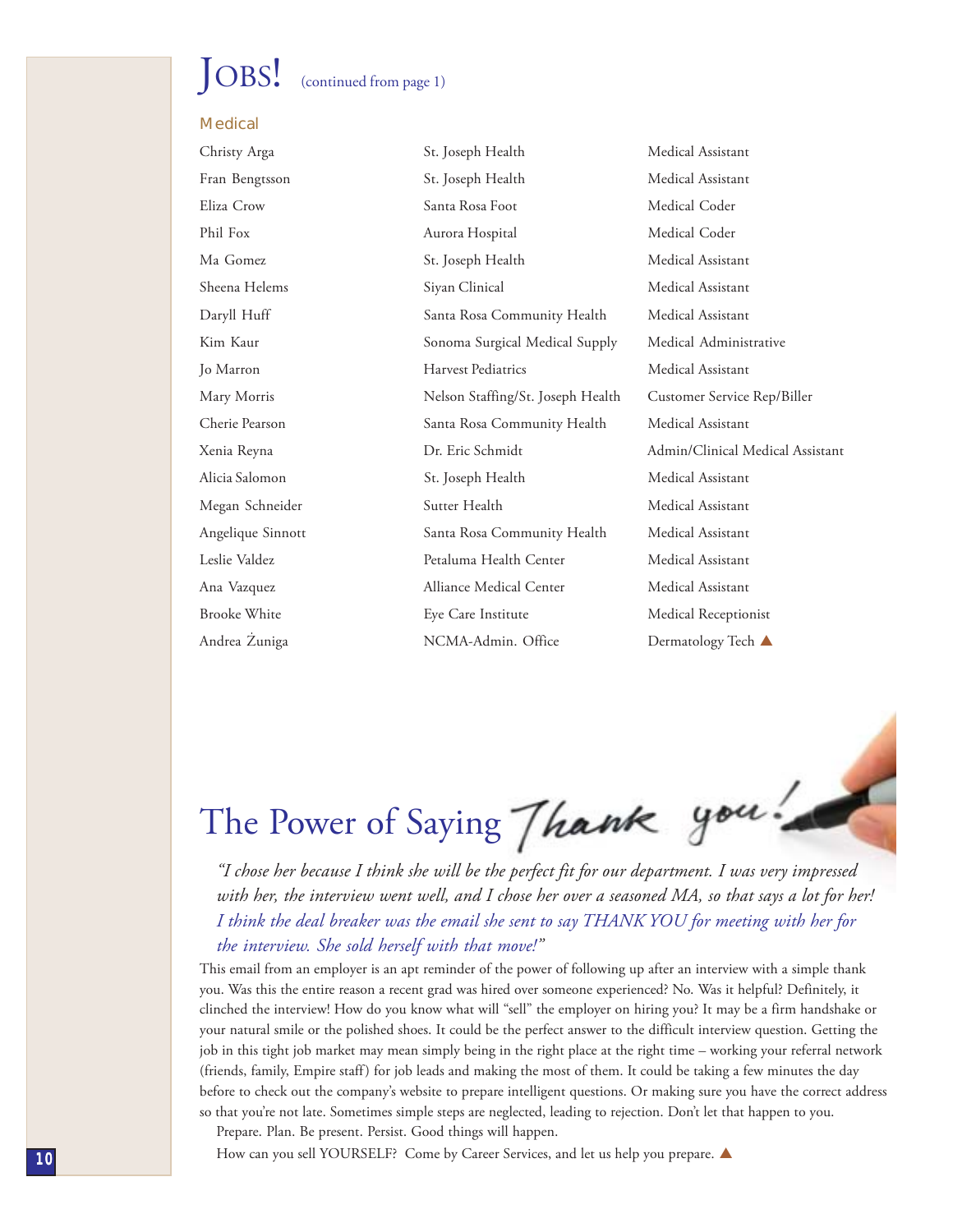# JOBS! (continued from page 1)

## Medical

| | | |
|---|---|---|
| Christy Arga | St. Joseph Health | Medical Assistant |
| Fran Bengtsson | St. Joseph Health | Medical Assistant |
| Eliza Crow | Santa Rosa Foot | Medical Coder |
| Phil Fox | Aurora Hospital | Medical Coder |
| Ma Gomez | St. Joseph Health | Medical Assistant |
| Sheena Helems | Siyan Clinical | Medical Assistant |
| Daryll Huff | Santa Rosa Community Health | Medical Assistant |
| Kim Kaur | Sonoma Surgical Medical Supply | Medical Administrative |
| Jo Marron | Harvest Pediatrics | Medical Assistant |
| Mary Morris | Nelson Staffing/St. Joseph Health | Customer Service Rep/Biller |
| Cherie Pearson | Santa Rosa Community Health | Medical Assistant |
| Xenia Reyna | Dr. Eric Schmidt | Admin/Clinical Medical Assistant |
| Alicia Salomon | St. Joseph Health | Medical Assistant |
| Megan Schneider | Sutter Health | Medical Assistant |
| Angelique Sinnott | Santa Rosa Community Health | Medical Assistant |
| Leslie Valdez | Petaluma Health Center | Medical Assistant |
| Ana Vazquez | Alliance Medical Center | Medical Assistant |
| Brooke White | Eye Care Institute | Medical Receptionist |
| Andrea Żuniga | NCMA-Admin. Office | Dermatology Tech ▲ |

# The Power of Saying Thank you!

*"I chose her because I think she will be the perfect fit for our department. I was very impressed with her, the interview went well, and I chose her over a seasoned MA, so that says a lot for her! I think the deal breaker was the email she sent to say THANK YOU for meeting with her for the interview. She sold herself with that move!"*

This email from an employer is an apt reminder of the power of following up after an interview with a simple thank you. Was this the entire reason a recent grad was hired over someone experienced? No. Was it helpful? Definitely, it clinched the interview! How do you know what will "sell" the employer on hiring you? It may be a firm handshake or your natural smile or the polished shoes. It could be the perfect answer to the difficult interview question. Getting the job in this tight job market may mean simply being in the right place at the right time – working your referral network (friends, family, Empire staff) for job leads and making the most of them. It could be taking a few minutes the day before to check out the company's website to prepare intelligent questions. Or making sure you have the correct address so that you're not late. Sometimes simple steps are neglected, leading to rejection. Don't let that happen to you.

Prepare. Plan. Be present. Persist. Good things will happen.

How can you sell YOURSELF? Come by Career Services, and let us help you prepare. ▲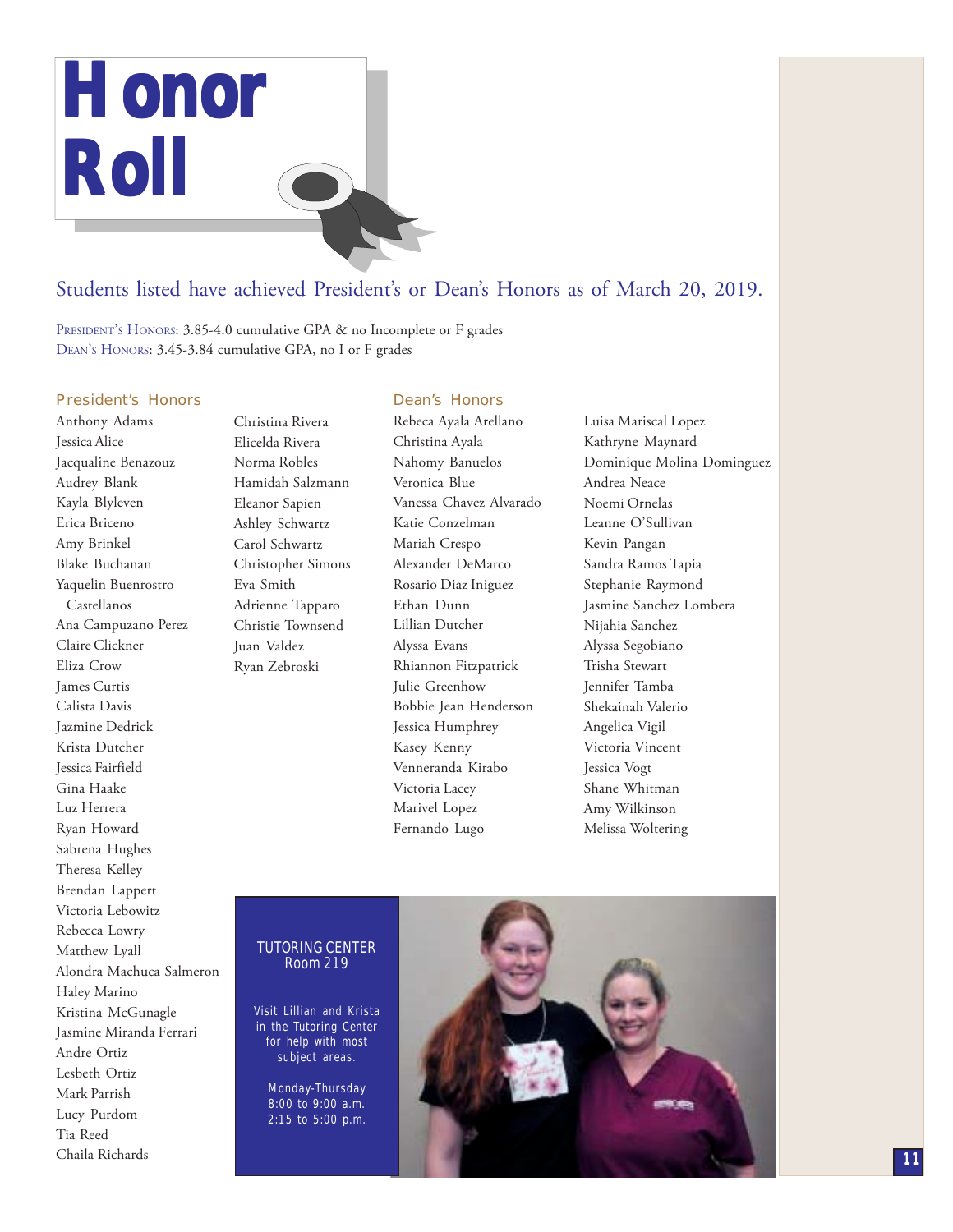# Honor Roll

## Students listed have achieved President's or Dean's Honors as of March 20, 2019.

PRESIDENT'S HONORS: 3.85-4.0 cumulative GPA & no Incomplete or F grades
DEAN'S HONORS: 3.45-3.84 cumulative GPA, no I or F grades

### President's Honors

Anthony Adams
Jessica Alice
Jacqualine Benazouz
Audrey Blank
Kayla Blyleven
Erica Briceno
Amy Brinkel
Blake Buchanan
Yaquelin Buenrostro Castellanos
Ana Campuzano Perez
Claire Clickner
Eliza Crow
James Curtis
Calista Davis
Jazmine Dedrick
Krista Dutcher
Jessica Fairfield
Gina Haake
Luz Herrera
Ryan Howard
Sabrena Hughes
Theresa Kelley
Brendan Lappert
Victoria Lebowitz
Rebecca Lowry
Matthew Lyall
Alondra Machuca Salmeron
Haley Marino
Kristina McGunagle
Jasmine Miranda Ferrari
Andre Ortiz
Lesbeth Ortiz
Mark Parrish
Lucy Purdom
Tia Reed
Chaila Richards
Christina Rivera
Elicelda Rivera
Norma Robles
Hamidah Salzmann
Eleanor Sapien
Ashley Schwartz
Carol Schwartz
Christopher Simons
Eva Smith
Adrienne Tapparo
Christie Townsend
Juan Valdez
Ryan Zebroski

### Dean's Honors

Rebeca Ayala Arellano
Christina Ayala
Nahomy Banuelos
Veronica Blue
Vanessa Chavez Alvarado
Katie Conzelman
Mariah Crespo
Alexander DeMarco
Rosario Diaz Iniguez
Ethan Dunn
Lillian Dutcher
Alyssa Evans
Rhiannon Fitzpatrick
Julie Greenhow
Bobbie Jean Henderson
Jessica Humphrey
Kasey Kenny
Venneranda Kirabo
Victoria Lacey
Marivel Lopez
Fernando Lugo
Luisa Mariscal Lopez
Kathryne Maynard
Dominique Molina Dominguez
Andrea Neace
Noemi Ornelas
Leanne O'Sullivan
Kevin Pangan
Sandra Ramos Tapia
Stephanie Raymond
Jasmine Sanchez Lombera
Nijahia Sanchez
Alyssa Segobiano
Trisha Stewart
Jennifer Tamba
Shekainah Valerio
Angelica Vigil
Victoria Vincent
Jessica Vogt
Shane Whitman
Amy Wilkinson
Melissa Woltering

TUTORING CENTER
Room 219

Visit Lillian and Krista in the Tutoring Center for help with most subject areas.

Monday-Thursday
8:00 to 9:00 a.m.
2:15 to 5:00 p.m.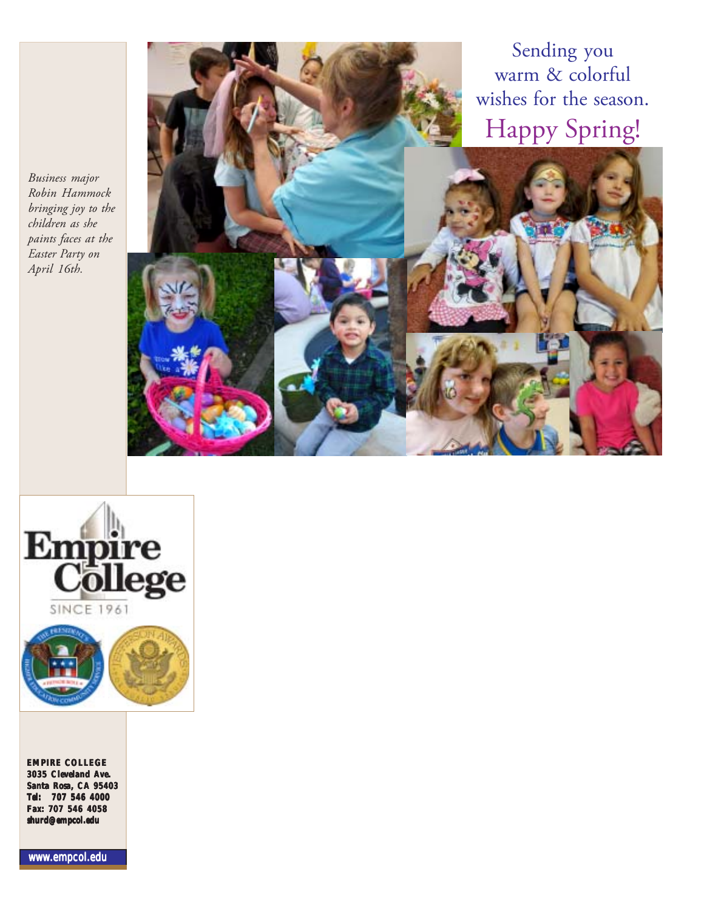Sending you warm & colorful wishes for the season.

## Happy Spring!

*Business major Robin Hammock bringing joy to the children as she paints faces at the Easter Party on April 16th.*

**EMPIRE COLLEGE**
**3035 Cleveland Ave.**
**Santa Rosa, CA 95403**
**Tel: 707 546 4000**
**Fax: 707 546 4058**
**shurd@empcol.edu**

www.empcol.edu